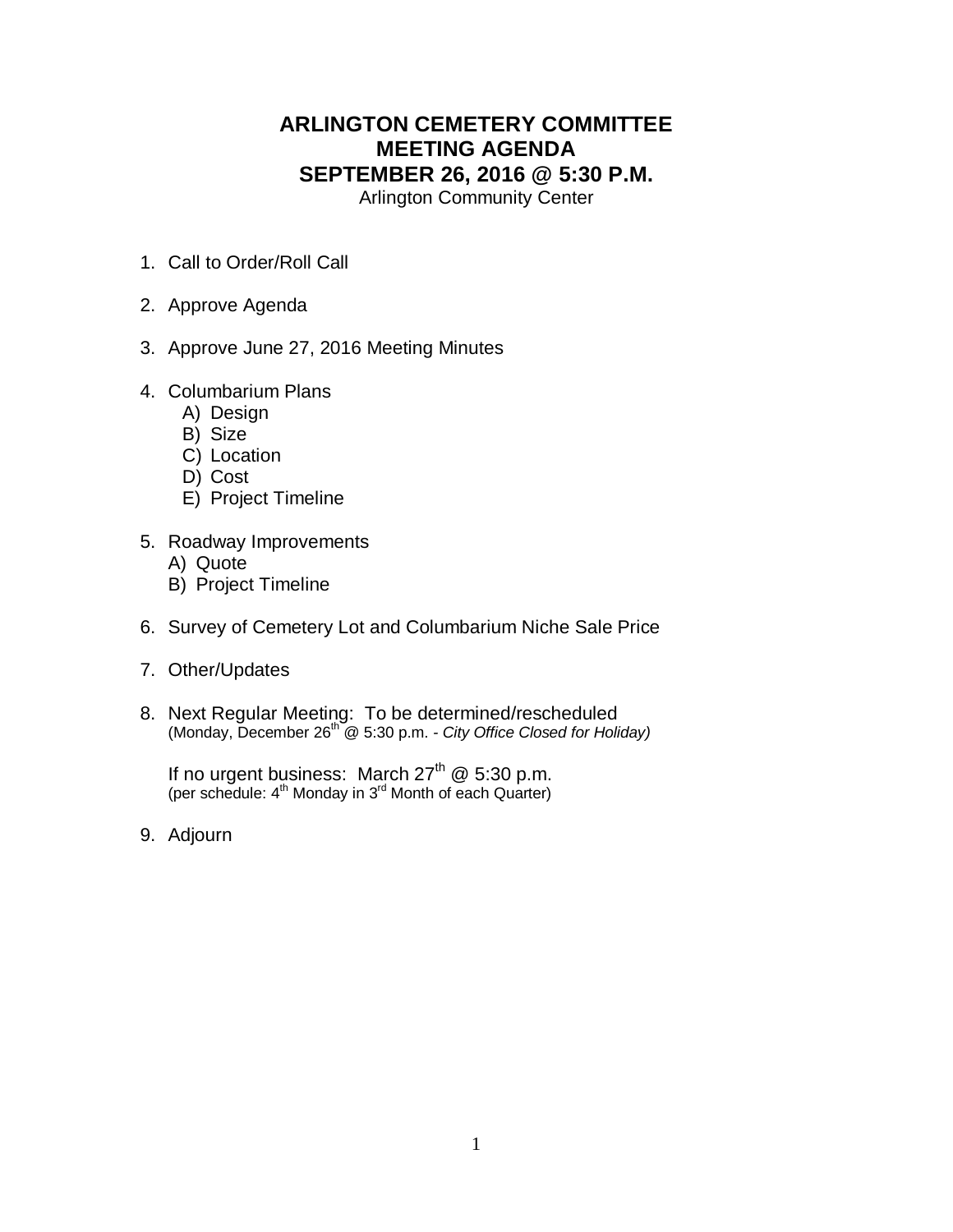# ARLINGTON CEMETERY COMMITTEE
# MEETING AGENDA
# SEPTEMBER 26, 2016 @ 5:30 P.M.

Arlington Community Center

1. Call to Order/Roll Call

2. Approve Agenda

3. Approve June 27, 2016 Meeting Minutes

4. Columbarium Plans
   - A) Design
   - B) Size
   - C) Location
   - D) Cost
   - E) Project Timeline

5. Roadway Improvements
   - A) Quote
   - B) Project Timeline

6. Survey of Cemetery Lot and Columbarium Niche Sale Price

7. Other/Updates

8. Next Regular Meeting: To be determined/rescheduled
   (Monday, December 26th @ 5:30 p.m. - *City Office Closed for Holiday)*

   If no urgent business: March 27th @ 5:30 p.m.
   (per schedule: 4th Monday in 3rd Month of each Quarter)

9. Adjourn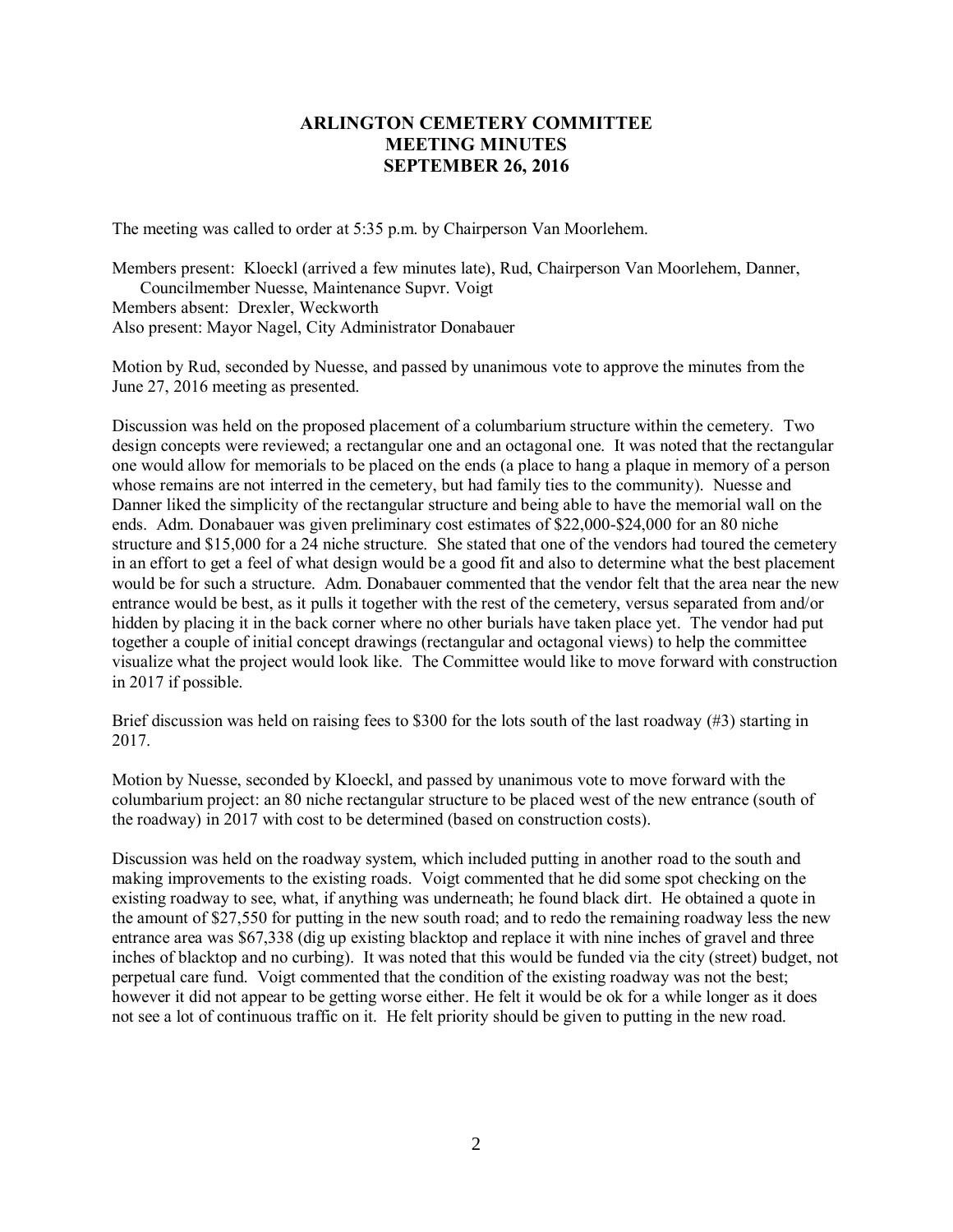# ARLINGTON CEMETERY COMMITTEE
# MEETING MINUTES
# SEPTEMBER 26, 2016

The meeting was called to order at 5:35 p.m. by Chairperson Van Moorlehem.

Members present: Kloeckl (arrived a few minutes late), Rud, Chairperson Van Moorlehem, Danner, Councilmember Nuesse, Maintenance Supvr. Voigt
Members absent: Drexler, Weckworth
Also present: Mayor Nagel, City Administrator Donabauer

Motion by Rud, seconded by Nuesse, and passed by unanimous vote to approve the minutes from the June 27, 2016 meeting as presented.

Discussion was held on the proposed placement of a columbarium structure within the cemetery. Two design concepts were reviewed; a rectangular one and an octagonal one. It was noted that the rectangular one would allow for memorials to be placed on the ends (a place to hang a plaque in memory of a person whose remains are not interred in the cemetery, but had family ties to the community). Nuesse and Danner liked the simplicity of the rectangular structure and being able to have the memorial wall on the ends. Adm. Donabauer was given preliminary cost estimates of $22,000-$24,000 for an 80 niche structure and $15,000 for a 24 niche structure. She stated that one of the vendors had toured the cemetery in an effort to get a feel of what design would be a good fit and also to determine what the best placement would be for such a structure. Adm. Donabauer commented that the vendor felt that the area near the new entrance would be best, as it pulls it together with the rest of the cemetery, versus separated from and/or hidden by placing it in the back corner where no other burials have taken place yet. The vendor had put together a couple of initial concept drawings (rectangular and octagonal views) to help the committee visualize what the project would look like. The Committee would like to move forward with construction in 2017 if possible.

Brief discussion was held on raising fees to $300 for the lots south of the last roadway (#3) starting in 2017.

Motion by Nuesse, seconded by Kloeckl, and passed by unanimous vote to move forward with the columbarium project: an 80 niche rectangular structure to be placed west of the new entrance (south of the roadway) in 2017 with cost to be determined (based on construction costs).

Discussion was held on the roadway system, which included putting in another road to the south and making improvements to the existing roads. Voigt commented that he did some spot checking on the existing roadway to see, what, if anything was underneath; he found black dirt. He obtained a quote in the amount of $27,550 for putting in the new south road; and to redo the remaining roadway less the new entrance area was $67,338 (dig up existing blacktop and replace it with nine inches of gravel and three inches of blacktop and no curbing). It was noted that this would be funded via the city (street) budget, not perpetual care fund. Voigt commented that the condition of the existing roadway was not the best; however it did not appear to be getting worse either. He felt it would be ok for a while longer as it does not see a lot of continuous traffic on it. He felt priority should be given to putting in the new road.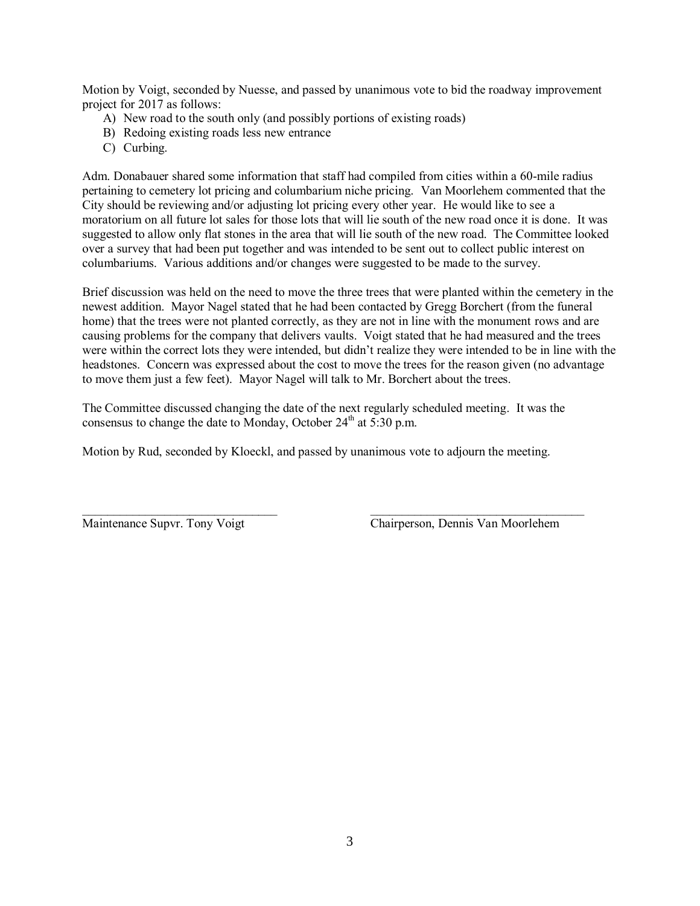Motion by Voigt, seconded by Nuesse, and passed by unanimous vote to bid the roadway improvement project for 2017 as follows:

A) New road to the south only (and possibly portions of existing roads)
B) Redoing existing roads less new entrance
C) Curbing.

Adm. Donabauer shared some information that staff had compiled from cities within a 60-mile radius pertaining to cemetery lot pricing and columbarium niche pricing. Van Moorlehem commented that the City should be reviewing and/or adjusting lot pricing every other year. He would like to see a moratorium on all future lot sales for those lots that will lie south of the new road once it is done. It was suggested to allow only flat stones in the area that will lie south of the new road. The Committee looked over a survey that had been put together and was intended to be sent out to collect public interest on columbariums. Various additions and/or changes were suggested to be made to the survey.

Brief discussion was held on the need to move the three trees that were planted within the cemetery in the newest addition. Mayor Nagel stated that he had been contacted by Gregg Borchert (from the funeral home) that the trees were not planted correctly, as they are not in line with the monument rows and are causing problems for the company that delivers vaults. Voigt stated that he had measured and the trees were within the correct lots they were intended, but didn't realize they were intended to be in line with the headstones. Concern was expressed about the cost to move the trees for the reason given (no advantage to move them just a few feet). Mayor Nagel will talk to Mr. Borchert about the trees.

The Committee discussed changing the date of the next regularly scheduled meeting. It was the consensus to change the date to Monday, October 24th at 5:30 p.m.

Motion by Rud, seconded by Kloeckl, and passed by unanimous vote to adjourn the meeting.

\_\_\_\_\_\_\_\_\_\_\_\_\_\_\_\_\_\_\_\_\_\_\_\_\_\_\_\_\_\_\_\_
Maintenance Supvr. Tony Voigt

\_\_\_\_\_\_\_\_\_\_\_\_\_\_\_\_\_\_\_\_\_\_\_\_\_\_\_\_\_\_\_\_
Chairperson, Dennis Van Moorlehem